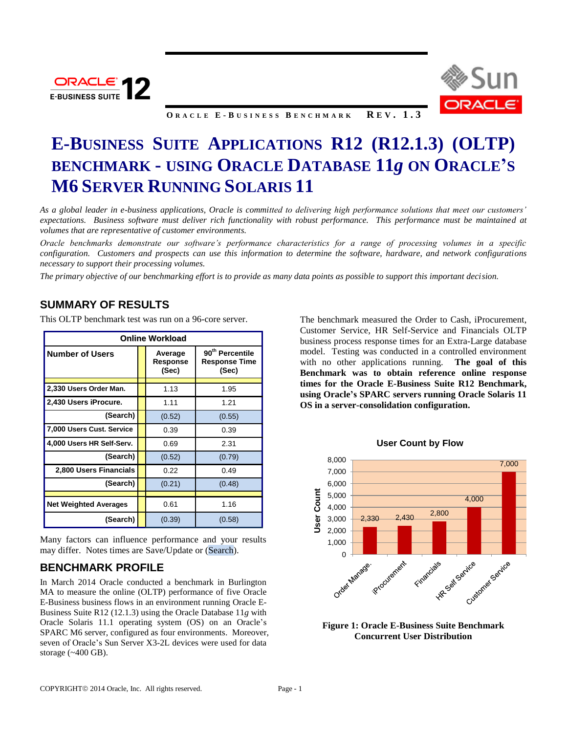# E-Business Suite Applications R12 (R12.1.3) (OLTP) Benchmark - Using Oracle Database 11*g* on Oracle's M6 Server Running Solaris 11

*As a global leader in e-business applications, Oracle is committed to delivering high performance solutions that meet our customers' expectations. Business software must deliver rich functionality with robust performance. This performance must be maintained at volumes that are representative of customer environments.*

*Oracle benchmarks demonstrate our software's performance characteristics for a range of processing volumes in a specific configuration. Customers and prospects can use this information to determine the software, hardware, and network configurations necessary to support their processing volumes.*

*The primary objective of our benchmarking effort is to provide as many data points as possible to support this important decision.*

## SUMMARY OF RESULTS

This OLTP benchmark test was run on a 96-core server.

| Online Workload | | |
|---|---|---|
| **Number of Users** | **Average Response (Sec)** | **90th Percentile Response Time (Sec)** |
| **2,330 Users Order Man.** | 1.13 | 1.95 |
| **2,430 Users iProcure.** | 1.11 | 1.21 |
| **(Search)** | (0.52) | (0.55) |
| **7,000 Users Cust. Service** | 0.39 | 0.39 |
| **4,000 Users HR Self-Serv.** | 0.69 | 2.31 |
| **(Search)** | (0.52) | (0.79) |
| **2,800 Users Financials** | 0.22 | 0.49 |
| **(Search)** | (0.21) | (0.48) |
| **Net Weighted Averages** | 0.61 | 1.16 |
| **(Search)** | (0.39) | (0.58) |

Many factors can influence performance and your results may differ. Notes times are Save/Update or (Search).

The benchmark measured the Order to Cash, iProcurement, Customer Service, HR Self-Service and Financials OLTP business process response times for an Extra-Large database model. Testing was conducted in a controlled environment with no other applications running. **The goal of this Benchmark was to obtain reference online response times for the Oracle E-Business Suite R12 Benchmark, using Oracle's SPARC servers running Oracle Solaris 11 OS in a server-consolidation configuration.**

**User Count by Flow**

| Flow | User Count |
|---|---|
| Order Manage. | 2,330 |
| iProcurement | 2,430 |
| Financials | 2,800 |
| HR Self Service | 4,000 |
| Customer Service | 7,000 |

**Figure 1: Oracle E-Business Suite Benchmark Concurrent User Distribution**

## BENCHMARK PROFILE

In March 2014 Oracle conducted a benchmark in Burlington MA to measure the online (OLTP) performance of five Oracle E-Business business flows in an environment running Oracle E-Business Suite R12 (12.1.3) using the Oracle Database 11*g* with Oracle Solaris 11.1 operating system (OS) on an Oracle's SPARC M6 server, configured as four environments. Moreover, seven of Oracle's Sun Server X3-2L devices were used for data storage (~400 GB).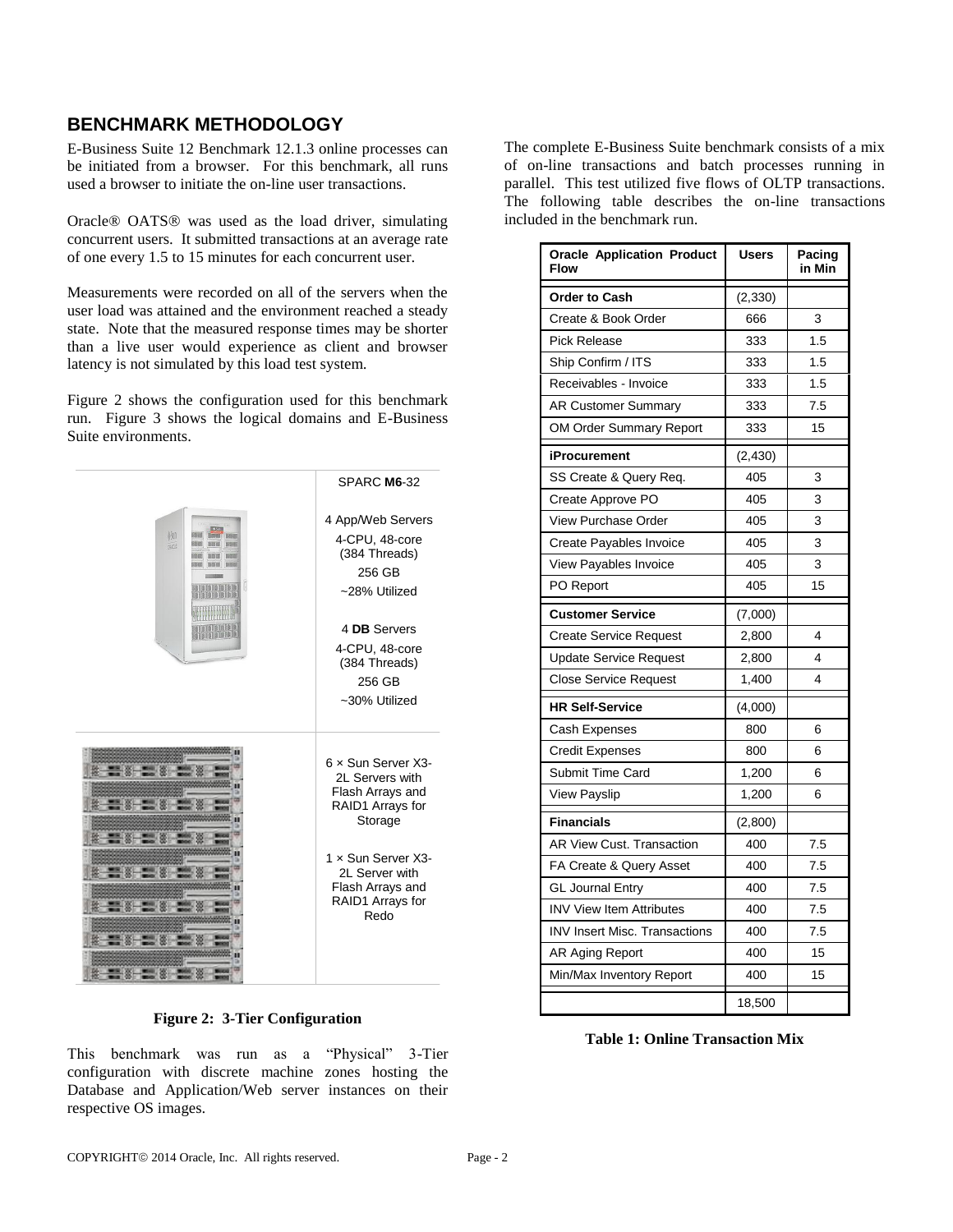## BENCHMARK METHODOLOGY

E-Business Suite 12 Benchmark 12.1.3 online processes can be initiated from a browser. For this benchmark, all runs used a browser to initiate the on-line user transactions.

Oracle® OATS® was used as the load driver, simulating concurrent users. It submitted transactions at an average rate of one every 1.5 to 15 minutes for each concurrent user.

Measurements were recorded on all of the servers when the user load was attained and the environment reached a steady state. Note that the measured response times may be shorter than a live user would experience as client and browser latency is not simulated by this load test system.

Figure 2 shows the configuration used for this benchmark run. Figure 3 shows the logical domains and E-Business Suite environments.

SPARC **M6**-32

4 App/Web Servers
4-CPU, 48-core (384 Threads)
256 GB
~28% Utilized

4 **DB** Servers
4-CPU, 48-core (384 Threads)
256 GB
~30% Utilized

6 × Sun Server X3-2L Servers with Flash Arrays and RAID1 Arrays for Storage

1 × Sun Server X3-2L Server with Flash Arrays and RAID1 Arrays for Redo

**Figure 2: 3-Tier Configuration**

This benchmark was run as a "Physical" 3-Tier configuration with discrete machine zones hosting the Database and Application/Web server instances on their respective OS images.

The complete E-Business Suite benchmark consists of a mix of on-line transactions and batch processes running in parallel. This test utilized five flows of OLTP transactions. The following table describes the on-line transactions included in the benchmark run.

| Oracle Application Product Flow | Users | Pacing in Min |
|---|---|---|
| **Order to Cash** | (2,330) | |
| Create & Book Order | 666 | 3 |
| Pick Release | 333 | 1.5 |
| Ship Confirm / ITS | 333 | 1.5 |
| Receivables - Invoice | 333 | 1.5 |
| AR Customer Summary | 333 | 7.5 |
| OM Order Summary Report | 333 | 15 |
| **iProcurement** | (2,430) | |
| SS Create & Query Req. | 405 | 3 |
| Create Approve PO | 405 | 3 |
| View Purchase Order | 405 | 3 |
| Create Payables Invoice | 405 | 3 |
| View Payables Invoice | 405 | 3 |
| PO Report | 405 | 15 |
| **Customer Service** | (7,000) | |
| Create Service Request | 2,800 | 4 |
| Update Service Request | 2,800 | 4 |
| Close Service Request | 1,400 | 4 |
| **HR Self-Service** | (4,000) | |
| Cash Expenses | 800 | 6 |
| Credit Expenses | 800 | 6 |
| Submit Time Card | 1,200 | 6 |
| View Payslip | 1,200 | 6 |
| **Financials** | (2,800) | |
| AR View Cust. Transaction | 400 | 7.5 |
| FA Create & Query Asset | 400 | 7.5 |
| GL Journal Entry | 400 | 7.5 |
| INV View Item Attributes | 400 | 7.5 |
| INV Insert Misc. Transactions | 400 | 7.5 |
| AR Aging Report | 400 | 15 |
| Min/Max Inventory Report | 400 | 15 |
| | 18,500 | |

**Table 1: Online Transaction Mix**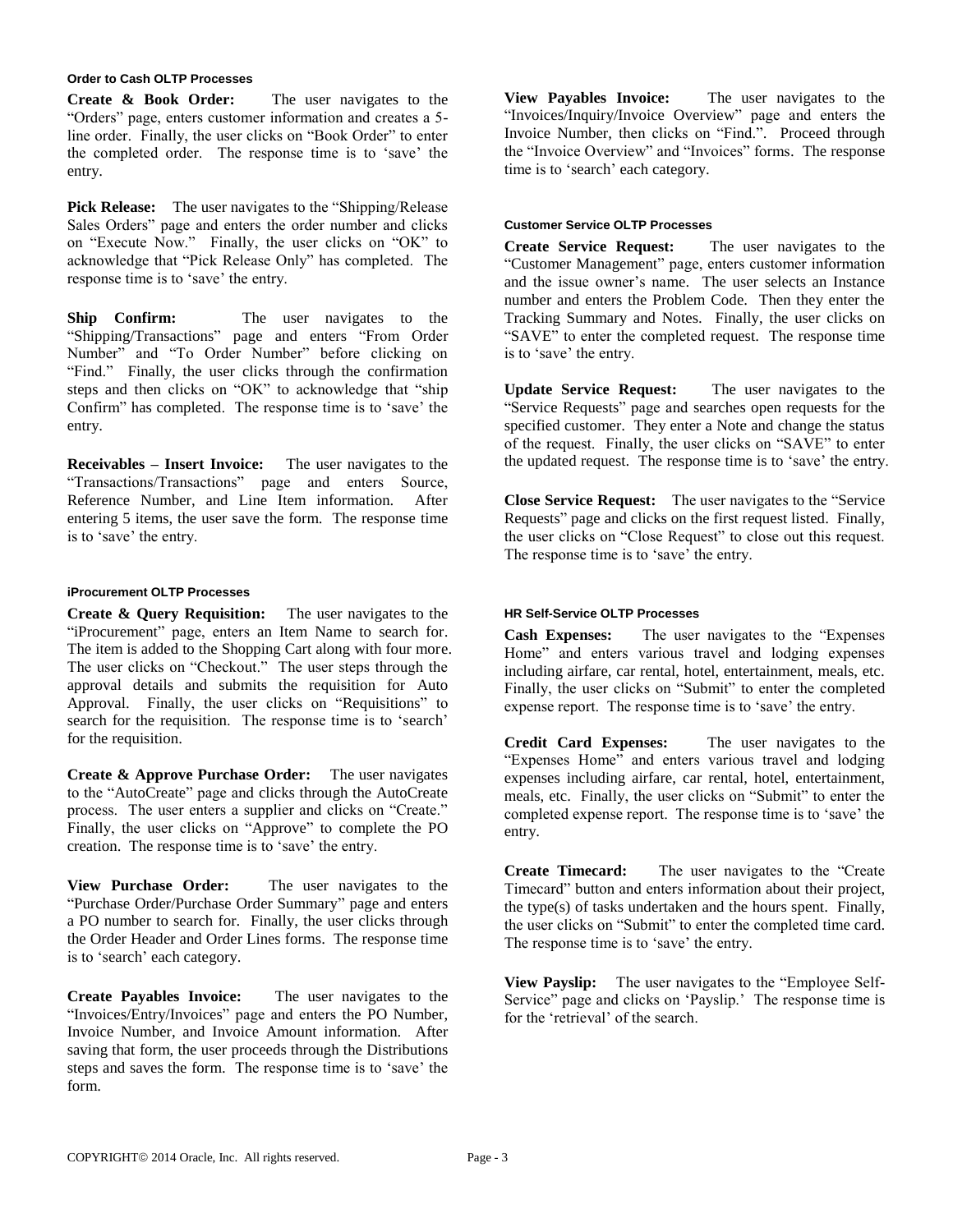#### Order to Cash OLTP Processes

**Create & Book Order:** The user navigates to the "Orders" page, enters customer information and creates a 5-line order. Finally, the user clicks on "Book Order" to enter the completed order. The response time is to 'save' the entry.

**Pick Release:** The user navigates to the "Shipping/Release Sales Orders" page and enters the order number and clicks on "Execute Now." Finally, the user clicks on "OK" to acknowledge that "Pick Release Only" has completed. The response time is to 'save' the entry.

**Ship Confirm:** The user navigates to the "Shipping/Transactions" page and enters "From Order Number" and "To Order Number" before clicking on "Find." Finally, the user clicks through the confirmation steps and then clicks on "OK" to acknowledge that "ship Confirm" has completed. The response time is to 'save' the entry.

**Receivables – Insert Invoice:** The user navigates to the "Transactions/Transactions" page and enters Source, Reference Number, and Line Item information. After entering 5 items, the user save the form. The response time is to 'save' the entry.

#### iProcurement OLTP Processes

**Create & Query Requisition:** The user navigates to the "iProcurement" page, enters an Item Name to search for. The item is added to the Shopping Cart along with four more. The user clicks on "Checkout." The user steps through the approval details and submits the requisition for Auto Approval. Finally, the user clicks on "Requisitions" to search for the requisition. The response time is to 'search' for the requisition.

**Create & Approve Purchase Order:** The user navigates to the "AutoCreate" page and clicks through the AutoCreate process. The user enters a supplier and clicks on "Create." Finally, the user clicks on "Approve" to complete the PO creation. The response time is to 'save' the entry.

**View Purchase Order:** The user navigates to the "Purchase Order/Purchase Order Summary" page and enters a PO number to search for. Finally, the user clicks through the Order Header and Order Lines forms. The response time is to 'search' each category.

**Create Payables Invoice:** The user navigates to the "Invoices/Entry/Invoices" page and enters the PO Number, Invoice Number, and Invoice Amount information. After saving that form, the user proceeds through the Distributions steps and saves the form. The response time is to 'save' the form.

**View Payables Invoice:** The user navigates to the "Invoices/Inquiry/Invoice Overview" page and enters the Invoice Number, then clicks on "Find.". Proceed through the "Invoice Overview" and "Invoices" forms. The response time is to 'search' each category.

#### Customer Service OLTP Processes

**Create Service Request:** The user navigates to the "Customer Management" page, enters customer information and the issue owner's name. The user selects an Instance number and enters the Problem Code. Then they enter the Tracking Summary and Notes. Finally, the user clicks on "SAVE" to enter the completed request. The response time is to 'save' the entry.

**Update Service Request:** The user navigates to the "Service Requests" page and searches open requests for the specified customer. They enter a Note and change the status of the request. Finally, the user clicks on "SAVE" to enter the updated request. The response time is to 'save' the entry.

**Close Service Request:** The user navigates to the "Service Requests" page and clicks on the first request listed. Finally, the user clicks on "Close Request" to close out this request. The response time is to 'save' the entry.

#### HR Self-Service OLTP Processes

**Cash Expenses:** The user navigates to the "Expenses Home" and enters various travel and lodging expenses including airfare, car rental, hotel, entertainment, meals, etc. Finally, the user clicks on "Submit" to enter the completed expense report. The response time is to 'save' the entry.

**Credit Card Expenses:** The user navigates to the "Expenses Home" and enters various travel and lodging expenses including airfare, car rental, hotel, entertainment, meals, etc. Finally, the user clicks on "Submit" to enter the completed expense report. The response time is to 'save' the entry.

**Create Timecard:** The user navigates to the "Create Timecard" button and enters information about their project, the type(s) of tasks undertaken and the hours spent. Finally, the user clicks on "Submit" to enter the completed time card. The response time is to 'save' the entry.

**View Payslip:** The user navigates to the "Employee Self-Service" page and clicks on 'Payslip.' The response time is for the 'retrieval' of the search.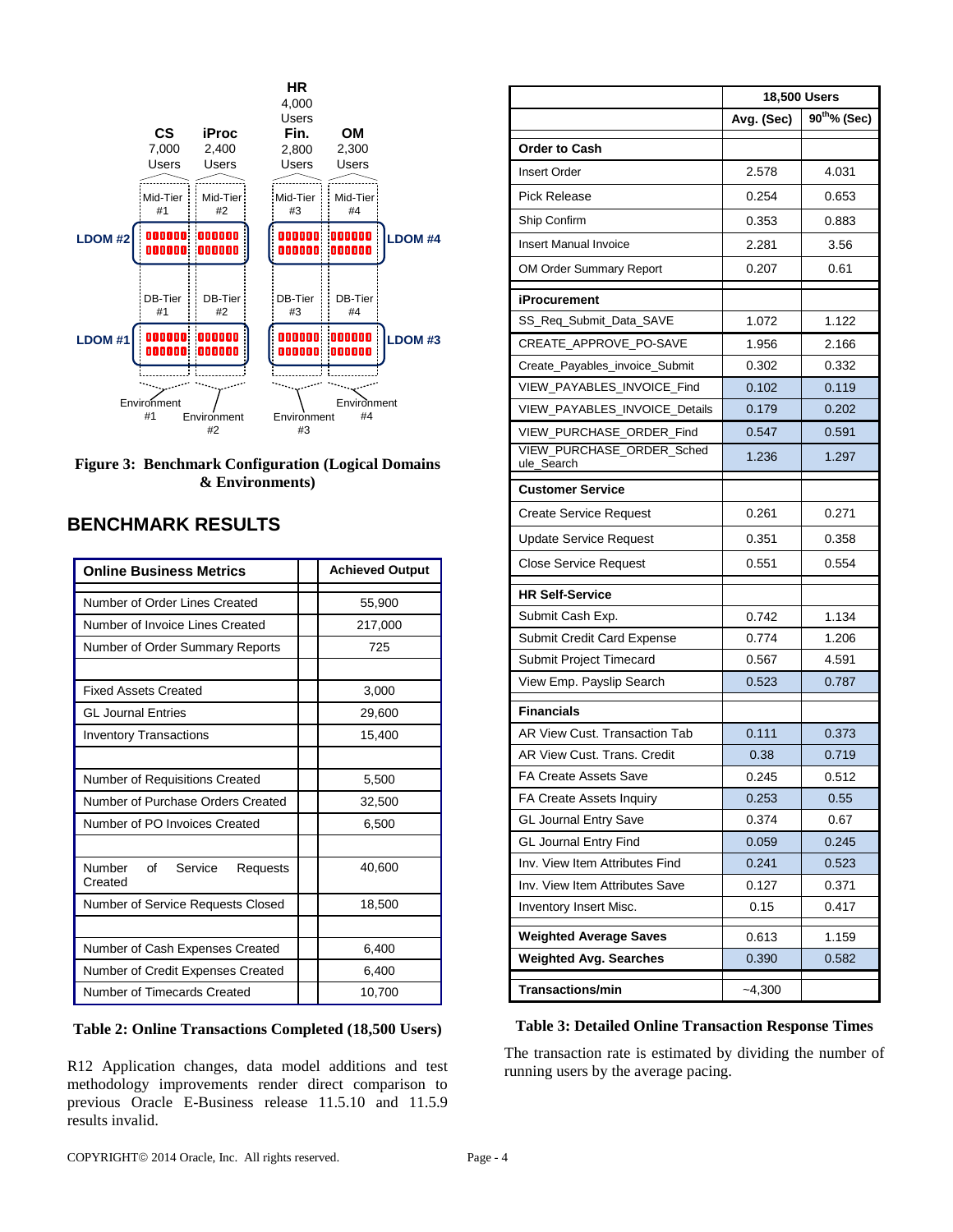Figure 3: Benchmark Configuration (Logical Domains & Environments)

## BENCHMARK RESULTS

| Online Business Metrics | | Achieved Output |
|---|---|---|
| Number of Order Lines Created | | 55,900 |
| Number of Invoice Lines Created | | 217,000 |
| Number of Order Summary Reports | | 725 |
| | | |
| Fixed Assets Created | | 3,000 |
| GL Journal Entries | | 29,600 |
| Inventory Transactions | | 15,400 |
| | | |
| Number of Requisitions Created | | 5,500 |
| Number of Purchase Orders Created | | 32,500 |
| Number of PO Invoices Created | | 6,500 |
| | | |
| Number of Service Requests Created | | 40,600 |
| Number of Service Requests Closed | | 18,500 |
| | | |
| Number of Cash Expenses Created | | 6,400 |
| Number of Credit Expenses Created | | 6,400 |
| Number of Timecards Created | | 10,700 |

**Table 2: Online Transactions Completed (18,500 Users)**

R12 Application changes, data model additions and test methodology improvements render direct comparison to previous Oracle E-Business release 11.5.10 and 11.5.9 results invalid.

| | 18,500 Users | |
|---|---|---|
| | Avg. (Sec) | 90th% (Sec) |
| **Order to Cash** | | |
| Insert Order | 2.578 | 4.031 |
| Pick Release | 0.254 | 0.653 |
| Ship Confirm | 0.353 | 0.883 |
| Insert Manual Invoice | 2.281 | 3.56 |
| OM Order Summary Report | 0.207 | 0.61 |
| **iProcurement** | | |
| SS_Req_Submit_Data_SAVE | 1.072 | 1.122 |
| CREATE_APPROVE_PO-SAVE | 1.956 | 2.166 |
| Create_Payables_invoice_Submit | 0.302 | 0.332 |
| VIEW_PAYABLES_INVOICE_Find | 0.102 | 0.119 |
| VIEW_PAYABLES_INVOICE_Details | 0.179 | 0.202 |
| VIEW_PURCHASE_ORDER_Find | 0.547 | 0.591 |
| VIEW_PURCHASE_ORDER_Schedule_Search | 1.236 | 1.297 |
| **Customer Service** | | |
| Create Service Request | 0.261 | 0.271 |
| Update Service Request | 0.351 | 0.358 |
| Close Service Request | 0.551 | 0.554 |
| **HR Self-Service** | | |
| Submit Cash Exp. | 0.742 | 1.134 |
| Submit Credit Card Expense | 0.774 | 1.206 |
| Submit Project Timecard | 0.567 | 4.591 |
| View Emp. Payslip Search | 0.523 | 0.787 |
| **Financials** | | |
| AR View Cust. Transaction Tab | 0.111 | 0.373 |
| AR View Cust. Trans. Credit | 0.38 | 0.719 |
| FA Create Assets Save | 0.245 | 0.512 |
| FA Create Assets Inquiry | 0.253 | 0.55 |
| GL Journal Entry Save | 0.374 | 0.67 |
| GL Journal Entry Find | 0.059 | 0.245 |
| Inv. View Item Attributes Find | 0.241 | 0.523 |
| Inv. View Item Attributes Save | 0.127 | 0.371 |
| Inventory Insert Misc. | 0.15 | 0.417 |
| **Weighted Average Saves** | 0.613 | 1.159 |
| **Weighted Avg. Searches** | 0.390 | 0.582 |
| **Transactions/min** | ~4,300 | |

**Table 3: Detailed Online Transaction Response Times**

The transaction rate is estimated by dividing the number of running users by the average pacing.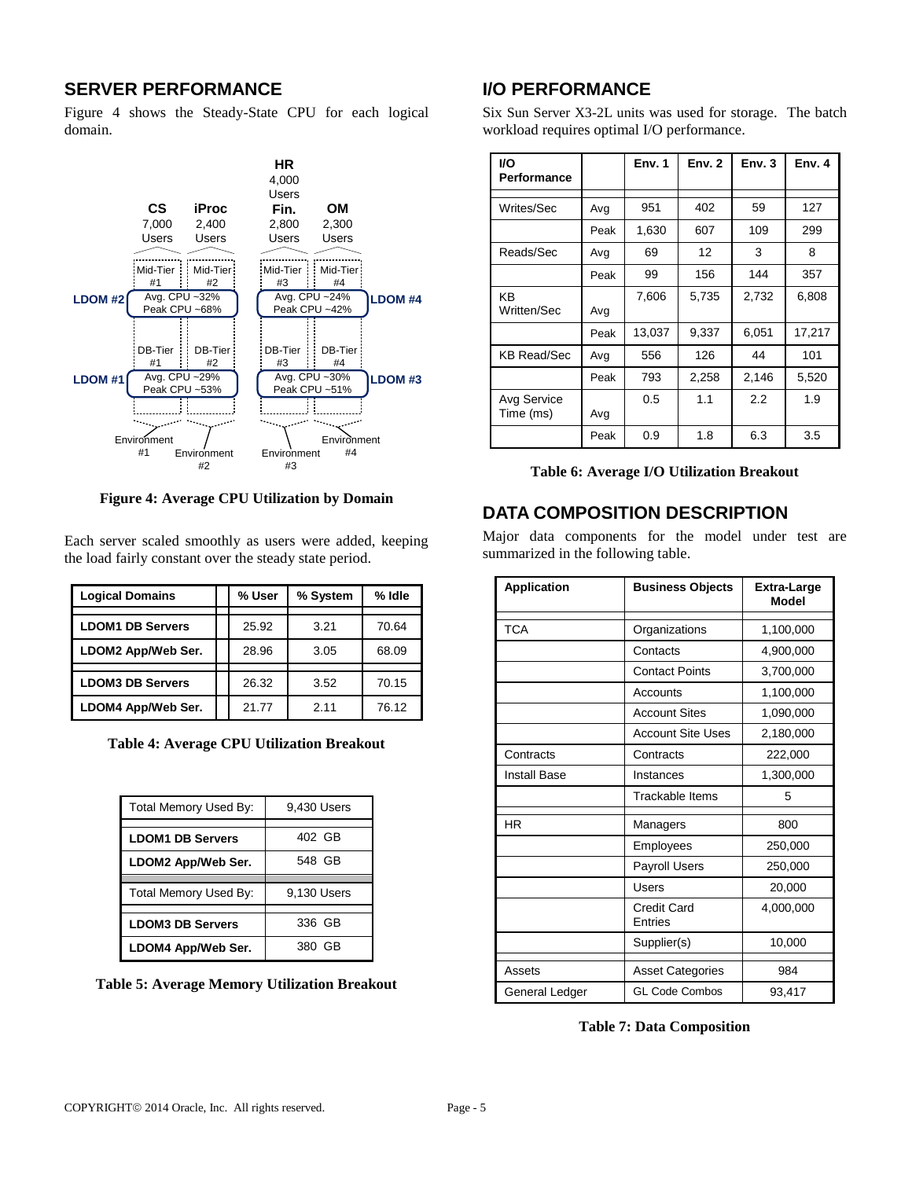## SERVER PERFORMANCE

Figure 4 shows the Steady-State CPU for each logical domain.

**Figure 4: Average CPU Utilization by Domain**

Each server scaled smoothly as users were added, keeping the load fairly constant over the steady state period.

| Logical Domains | | % User | % System | % Idle |
|---|---|---|---|---|
| **LDOM1 DB Servers** | | 25.92 | 3.21 | 70.64 |
| **LDOM2 App/Web Ser.** | | 28.96 | 3.05 | 68.09 |
| **LDOM3 DB Servers** | | 26.32 | 3.52 | 70.15 |
| **LDOM4 App/Web Ser.** | | 21.77 | 2.11 | 76.12 |

**Table 4: Average CPU Utilization Breakout**

| Total Memory Used By: | 9,430 Users |
|---|---|
| **LDOM1 DB Servers** | 402 GB |
| **LDOM2 App/Web Ser.** | 548 GB |
| Total Memory Used By: | 9,130 Users |
| **LDOM3 DB Servers** | 336 GB |
| **LDOM4 App/Web Ser.** | 380 GB |

**Table 5: Average Memory Utilization Breakout**

## I/O PERFORMANCE

Six Sun Server X3-2L units was used for storage. The batch workload requires optimal I/O performance.

| I/O Performance | | Env. 1 | Env. 2 | Env. 3 | Env. 4 |
|---|---|---|---|---|---|
| Writes/Sec | Avg | 951 | 402 | 59 | 127 |
| | Peak | 1,630 | 607 | 109 | 299 |
| Reads/Sec | Avg | 69 | 12 | 3 | 8 |
| | Peak | 99 | 156 | 144 | 357 |
| KB Written/Sec | Avg | 7,606 | 5,735 | 2,732 | 6,808 |
| | Peak | 13,037 | 9,337 | 6,051 | 17,217 |
| KB Read/Sec | Avg | 556 | 126 | 44 | 101 |
| | Peak | 793 | 2,258 | 2,146 | 5,520 |
| Avg Service Time (ms) | Avg | 0.5 | 1.1 | 2.2 | 1.9 |
| | Peak | 0.9 | 1.8 | 6.3 | 3.5 |

**Table 6: Average I/O Utilization Breakout**

## DATA COMPOSITION DESCRIPTION

Major data components for the model under test are summarized in the following table.

| Application | Business Objects | Extra-Large Model |
|---|---|---|
| TCA | Organizations | 1,100,000 |
| | Contacts | 4,900,000 |
| | Contact Points | 3,700,000 |
| | Accounts | 1,100,000 |
| | Account Sites | 1,090,000 |
| | Account Site Uses | 2,180,000 |
| Contracts | Contracts | 222,000 |
| Install Base | Instances | 1,300,000 |
| | Trackable Items | 5 |
| HR | Managers | 800 |
| | Employees | 250,000 |
| | Payroll Users | 250,000 |
| | Users | 20,000 |
| | Credit Card Entries | 4,000,000 |
| | Supplier(s) | 10,000 |
| Assets | Asset Categories | 984 |
| General Ledger | GL Code Combos | 93,417 |

**Table 7: Data Composition**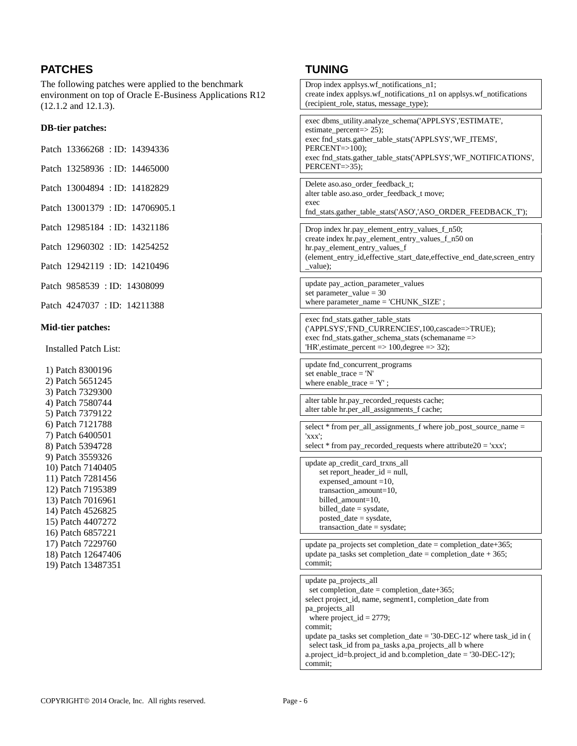## PATCHES

The following patches were applied to the benchmark environment on top of Oracle E-Business Applications R12 (12.1.2 and 12.1.3).

**DB-tier patches:**

Patch 13366268 : ID: 14394336

Patch 13258936 : ID: 14465000

Patch 13004894 : ID: 14182829

Patch 13001379 : ID: 14706905.1

Patch 12985184 : ID: 14321186

Patch 12960302 : ID: 14254252

Patch 12942119 : ID: 14210496

Patch 9858539 : ID: 14308099

Patch 4247037 : ID: 14211388

**Mid-tier patches:**

Installed Patch List:

1) Patch 8300196
2) Patch 5651245
3) Patch 7329300
4) Patch 7580744
5) Patch 7379122
6) Patch 7121788
7) Patch 6400501
8) Patch 5394728
9) Patch 3559326
10) Patch 7140405
11) Patch 7281456
12) Patch 7195389
13) Patch 7016961
14) Patch 4526825
15) Patch 4407272
16) Patch 6857221
17) Patch 7229760
18) Patch 12647406
19) Patch 13487351

## TUNING

```
Drop index applsys.wf_notifications_n1;
create index applsys.wf_notifications_n1 on applsys.wf_notifications
(recipient_role, status, message_type);
```

```
exec dbms_utility.analyze_schema('APPLSYS','ESTIMATE',
estimate_percent=> 25);
exec fnd_stats.gather_table_stats('APPLSYS','WF_ITEMS',
PERCENT=>100);
exec fnd_stats.gather_table_stats('APPLSYS','WF_NOTIFICATIONS',
PERCENT=>35);
```

```
Delete aso.aso_order_feedback_t;
alter table aso.aso_order_feedback_t move;
exec
fnd_stats.gather_table_stats('ASO','ASO_ORDER_FEEDBACK_T');
```

```
Drop index hr.pay_element_entry_values_f_n50;
create index hr.pay_element_entry_values_f_n50 on
hr.pay_element_entry_values_f
(element_entry_id,effective_start_date,effective_end_date,screen_entry
_value);
```

```
update pay_action_parameter_values
set parameter_value = 30
where parameter_name = 'CHUNK_SIZE' ;
```

```
exec fnd_stats.gather_table_stats
('APPLSYS','FND_CURRENCIES',100,cascade=>TRUE);
exec fnd_stats.gather_schema_stats (schemaname =>
'HR',estimate_percent => 100,degree => 32);
```

```
update fnd_concurrent_programs
set enable_trace = 'N'
where enable_trace = 'Y' ;
```

```
alter table hr.pay_recorded_requests cache;
alter table hr.per_all_assignments_f cache;
```

```
select * from per_all_assignments_f where job_post_source_name =
'xxx';
select * from pay_recorded_requests where attribute20 = 'xxx';
```

```
update ap_credit_card_trxns_all
    set report_header_id = null,
    expensed_amount =10,
    transaction_amount=10,
    billed_amount=10,
    billed_date = sysdate,
    posted_date = sysdate,
    transaction_date = sysdate;
```

```
update pa_projects set completion_date = completion_date+365;
update pa_tasks set completion_date = completion_date + 365;
commit;
```

```
update pa_projects_all
  set completion_date = completion_date+365;
select project_id, name, segment1, completion_date from
pa_projects_all
  where project_id = 2779;
commit;
update pa_tasks set completion_date = '30-DEC-12' where task_id in (
  select task_id from pa_tasks a,pa_projects_all b where
a.project_id=b.project_id and b.completion_date = '30-DEC-12');
commit;
```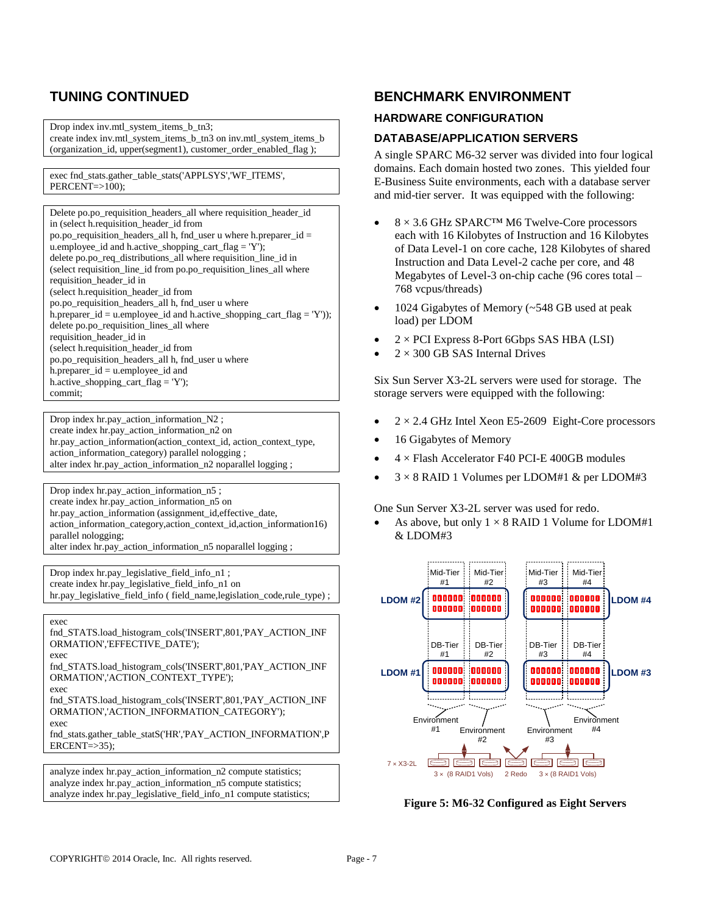## TUNING CONTINUED

```
Drop index inv.mtl_system_items_b_tn3;
create index inv.mtl_system_items_b_tn3 on inv.mtl_system_items_b
(organization_id, upper(segment1), customer_order_enabled_flag );
```

```
exec fnd_stats.gather_table_stats('APPLSYS','WF_ITEMS',
PERCENT=>100);
```

```
Delete po.po_requisition_headers_all where requisition_header_id
in (select h.requisition_header_id from
po.po_requisition_headers_all h, fnd_user u where h.preparer_id =
u.employee_id and h.active_shopping_cart_flag = 'Y');
delete po.po_req_distributions_all where requisition_line_id in
(select requisition_line_id from po.po_requisition_lines_all where
requisition_header_id in
(select h.requisition_header_id from
po.po_requisition_headers_all h, fnd_user u where
h.preparer_id = u.employee_id and h.active_shopping_cart_flag = 'Y'));
delete po.po_requisition_lines_all where
requisition_header_id in
(select h.requisition_header_id from
po.po_requisition_headers_all h, fnd_user u where
h.preparer_id = u.employee_id and
h.active_shopping_cart_flag = 'Y');
commit;
```

```
Drop index hr.pay_action_information_N2 ;
create index hr.pay_action_information_n2 on
hr.pay_action_information(action_context_id, action_context_type,
action_information_category) parallel nologging ;
alter index hr.pay_action_information_n2 noparallel logging ;
```

```
Drop index hr.pay_action_information_n5 ;
create index hr.pay_action_information_n5 on
hr.pay_action_information (assignment_id,effective_date,
action_information_category,action_context_id,action_information16)
parallel nologging;
alter index hr.pay_action_information_n5 noparallel logging ;
```

```
Drop index hr.pay_legislative_field_info_n1 ;
create index hr.pay_legislative_field_info_n1 on
hr.pay_legislative_field_info ( field_name,legislation_code,rule_type) ;
```

```
exec
fnd_STATS.load_histogram_cols('INSERT',801,'PAY_ACTION_INF
ORMATION','EFFECTIVE_DATE');
exec
fnd_STATS.load_histogram_cols('INSERT',801,'PAY_ACTION_INF
ORMATION','ACTION_CONTEXT_TYPE');
exec
fnd_STATS.load_histogram_cols('INSERT',801,'PAY_ACTION_INF
ORMATION','ACTION_INFORMATION_CATEGORY');
exec
fnd_stats.gather_table_statS('HR','PAY_ACTION_INFORMATION',P
ERCENT=>35);
```

```
analyze index hr.pay_action_information_n2 compute statistics;
analyze index hr.pay_action_information_n5 compute statistics;
analyze index hr.pay_legislative_field_info_n1 compute statistics;
```

## BENCHMARK ENVIRONMENT

### HARDWARE CONFIGURATION

### DATABASE/APPLICATION SERVERS

A single SPARC M6-32 server was divided into four logical domains. Each domain hosted two zones. This yielded four E-Business Suite environments, each with a database server and mid-tier server. It was equipped with the following:

- 8 × 3.6 GHz SPARC™ M6 Twelve-Core processors each with 16 Kilobytes of Instruction and 16 Kilobytes of Data Level-1 on core cache, 128 Kilobytes of shared Instruction and Data Level-2 cache per core, and 48 Megabytes of Level-3 on-chip cache (96 cores total – 768 vcpus/threads)
- 1024 Gigabytes of Memory (~548 GB used at peak load) per LDOM
- 2 × PCI Express 8-Port 6Gbps SAS HBA (LSI)
- 2 × 300 GB SAS Internal Drives

Six Sun Server X3-2L servers were used for storage. The storage servers were equipped with the following:

- 2 × 2.4 GHz Intel Xeon E5-2609 Eight-Core processors
- 16 Gigabytes of Memory
- 4 × Flash Accelerator F40 PCI-E 400GB modules
- 3 × 8 RAID 1 Volumes per LDOM#1 & per LDOM#3

One Sun Server X3-2L server was used for redo.

- As above, but only 1 × 8 RAID 1 Volume for LDOM#1 & LDOM#3

LDOM #2: Mid-Tier #1, Mid-Tier #2; LDOM #4: Mid-Tier #3, Mid-Tier #4; LDOM #1: DB-Tier #1, DB-Tier #2; LDOM #3: DB-Tier #3, DB-Tier #4; Environment #1, Environment #2, Environment #3, Environment #4; 7 × X3-2L: 3 × (8 RAID1 Vols), 2 Redo, 3 × (8 RAID1 Vols)

**Figure 5: M6-32 Configured as Eight Servers**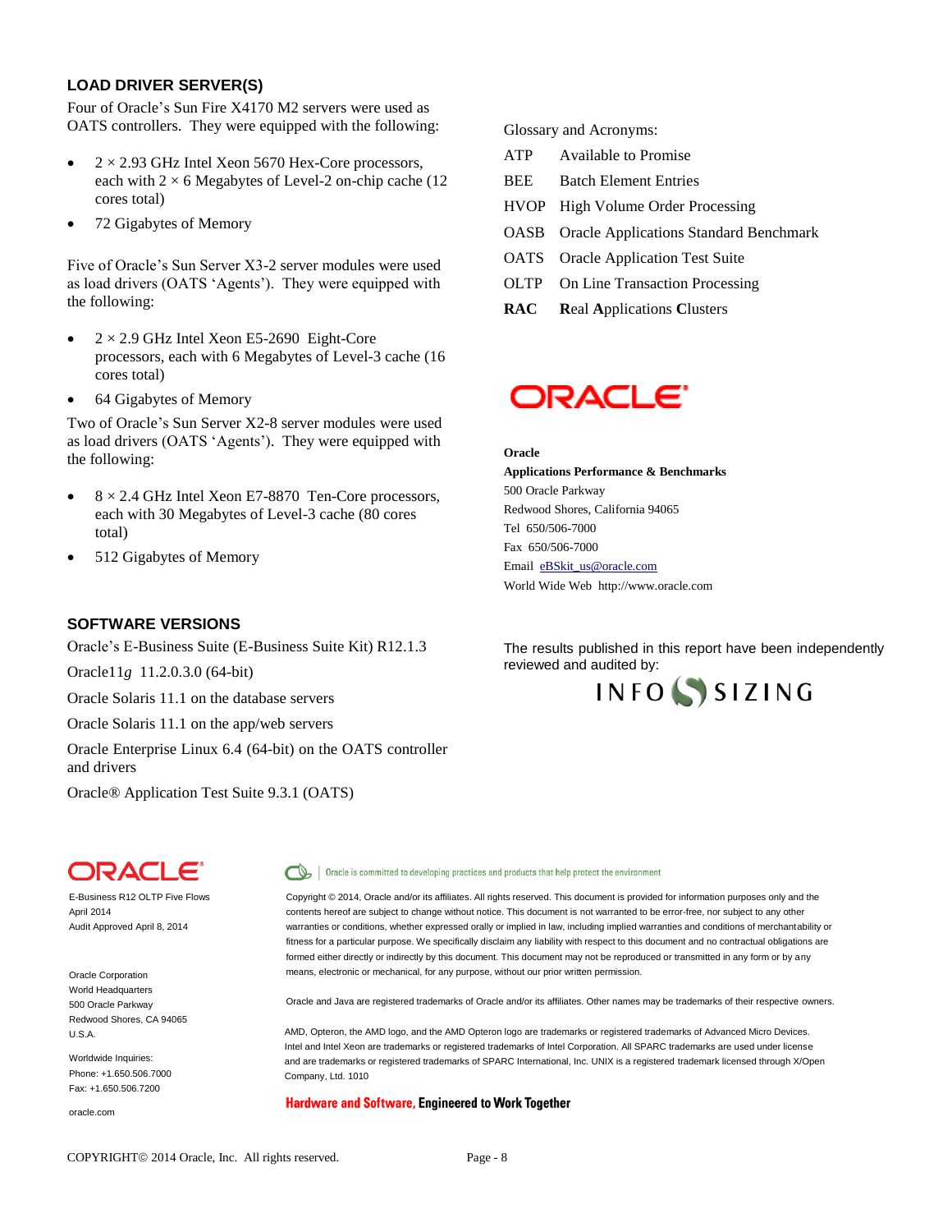## LOAD DRIVER SERVER(S)

Four of Oracle's Sun Fire X4170 M2 servers were used as OATS controllers. They were equipped with the following:

- 2 × 2.93 GHz Intel Xeon 5670 Hex-Core processors, each with 2 × 6 Megabytes of Level-2 on-chip cache (12 cores total)
- 72 Gigabytes of Memory

Five of Oracle's Sun Server X3-2 server modules were used as load drivers (OATS 'Agents'). They were equipped with the following:

- 2 × 2.9 GHz Intel Xeon E5-2690 Eight-Core processors, each with 6 Megabytes of Level-3 cache (16 cores total)
- 64 Gigabytes of Memory

Two of Oracle's Sun Server X2-8 server modules were used as load drivers (OATS 'Agents'). They were equipped with the following:

- 8 × 2.4 GHz Intel Xeon E7-8870 Ten-Core processors, each with 30 Megabytes of Level-3 cache (80 cores total)
- 512 Gigabytes of Memory

## SOFTWARE VERSIONS

Oracle's E-Business Suite (E-Business Suite Kit) R12.1.3

Oracle11*g* 11.2.0.3.0 (64-bit)

Oracle Solaris 11.1 on the database servers

Oracle Solaris 11.1 on the app/web servers

Oracle Enterprise Linux 6.4 (64-bit) on the OATS controller and drivers

Oracle® Application Test Suite 9.3.1 (OATS)

Glossary and Acronyms:

| | |
|---|---|
| ATP | Available to Promise |
| BEE | Batch Element Entries |
| HVOP | High Volume Order Processing |
| OASB | Oracle Applications Standard Benchmark |
| OATS | Oracle Application Test Suite |
| OLTP | On Line Transaction Processing |
| **RAC** | **R**eal **A**pplications **C**lusters |

ORACLE

**Oracle**
**Applications Performance & Benchmarks**
500 Oracle Parkway
Redwood Shores, California 94065
Tel 650/506-7000
Fax 650/506-7000
Email eBSkit_us@oracle.com
World Wide Web http://www.oracle.com

The results published in this report have been independently reviewed and audited by:

INFOSIZING

ORACLE

E-Business R12 OLTP Five Flows
April 2014
Audit Approved April 8, 2014

Oracle Corporation
World Headquarters
500 Oracle Parkway
Redwood Shores, CA 94065
U.S.A.

Worldwide Inquiries:
Phone: +1.650.506.7000
Fax: +1.650.506.7200

oracle.com

Oracle is committed to developing practices and products that help protect the environment

Copyright © 2014, Oracle and/or its affiliates. All rights reserved. This document is provided for information purposes only and the contents hereof are subject to change without notice. This document is not warranted to be error-free, nor subject to any other warranties or conditions, whether expressed orally or implied in law, including implied warranties and conditions of merchantability or fitness for a particular purpose. We specifically disclaim any liability with respect to this document and no contractual obligations are formed either directly or indirectly by this document. This document may not be reproduced or transmitted in any form or by any means, electronic or mechanical, for any purpose, without our prior written permission.

Oracle and Java are registered trademarks of Oracle and/or its affiliates. Other names may be trademarks of their respective owners.

AMD, Opteron, the AMD logo, and the AMD Opteron logo are trademarks or registered trademarks of Advanced Micro Devices. Intel and Intel Xeon are trademarks or registered trademarks of Intel Corporation. All SPARC trademarks are used under license and are trademarks or registered trademarks of SPARC International, Inc. UNIX is a registered trademark licensed through X/Open Company, Ltd. 1010

**Hardware and Software, Engineered to Work Together**

COPYRIGHT© 2014 Oracle, Inc. All rights reserved.